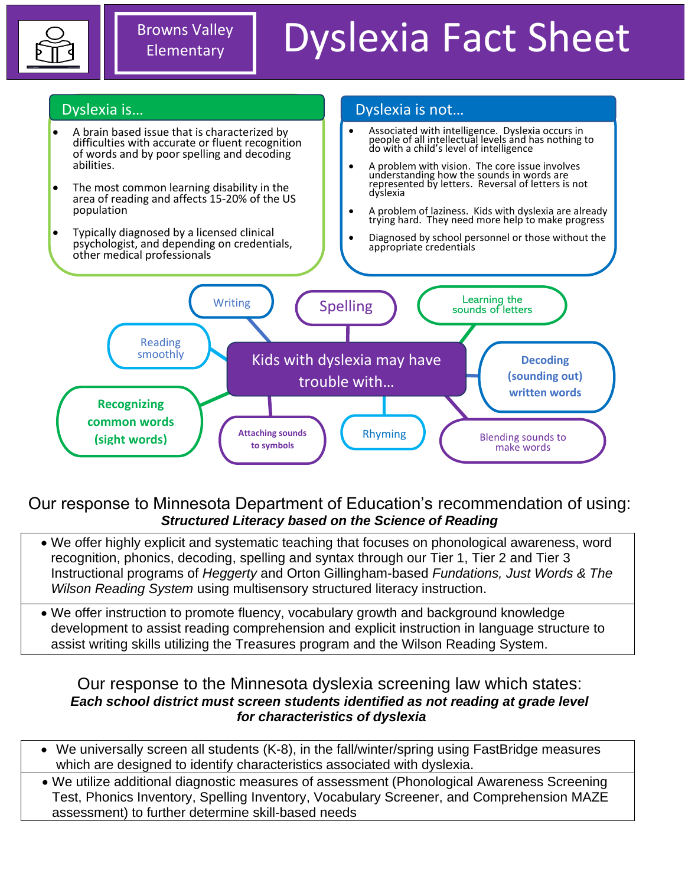Browns Valley Elementary

# Dyslexia Fact Sheet

## Dyslexia is…

- A brain based issue that is characterized by difficulties with accurate or fluent recognition of words and by poor spelling and decoding abilities.
- The most common learning disability in the area of reading and affects 15-20% of the US population
- Typically diagnosed by a licensed clinical psychologist, and depending on credentials, other medical professionals

## Dyslexia is not…

- Associated with intelligence. Dyslexia occurs in people of all intellectual levels and has nothing to do with a child's level of intelligence
- A problem with vision. The core issue involves understanding how the sounds in words are represented by letters. Reversal of letters is not dyslexia
- A problem of laziness. Kids with dyslexia are already trying hard. They need more help to make progress
- Diagnosed by school personnel or those without the appropriate credentials

## Kids with dyslexia may have trouble with…

- Writing
- Spelling
- Learning the sounds of letters
- Reading smoothly
- Decoding (sounding out) written words
- Recognizing common words (sight words)
- Attaching sounds to symbols
- Rhyming
- Blending sounds to make words

## Our response to Minnesota Department of Education's recommendation of using:

***Structured Literacy based on the Science of Reading***

- We offer highly explicit and systematic teaching that focuses on phonological awareness, word recognition, phonics, decoding, spelling and syntax through our Tier 1, Tier 2 and Tier 3 Instructional programs of *Heggerty* and Orton Gillingham-based *Fundations, Just Words & The Wilson Reading System* using multisensory structured literacy instruction.
- We offer instruction to promote fluency, vocabulary growth and background knowledge development to assist reading comprehension and explicit instruction in language structure to assist writing skills utilizing the Treasures program and the Wilson Reading System.

## Our response to the Minnesota dyslexia screening law which states:

***Each school district must screen students identified as not reading at grade level for characteristics of dyslexia***

- We universally screen all students (K-8), in the fall/winter/spring using FastBridge measures which are designed to identify characteristics associated with dyslexia.
- We utilize additional diagnostic measures of assessment (Phonological Awareness Screening Test, Phonics Inventory, Spelling Inventory, Vocabulary Screener, and Comprehension MAZE assessment) to further determine skill-based needs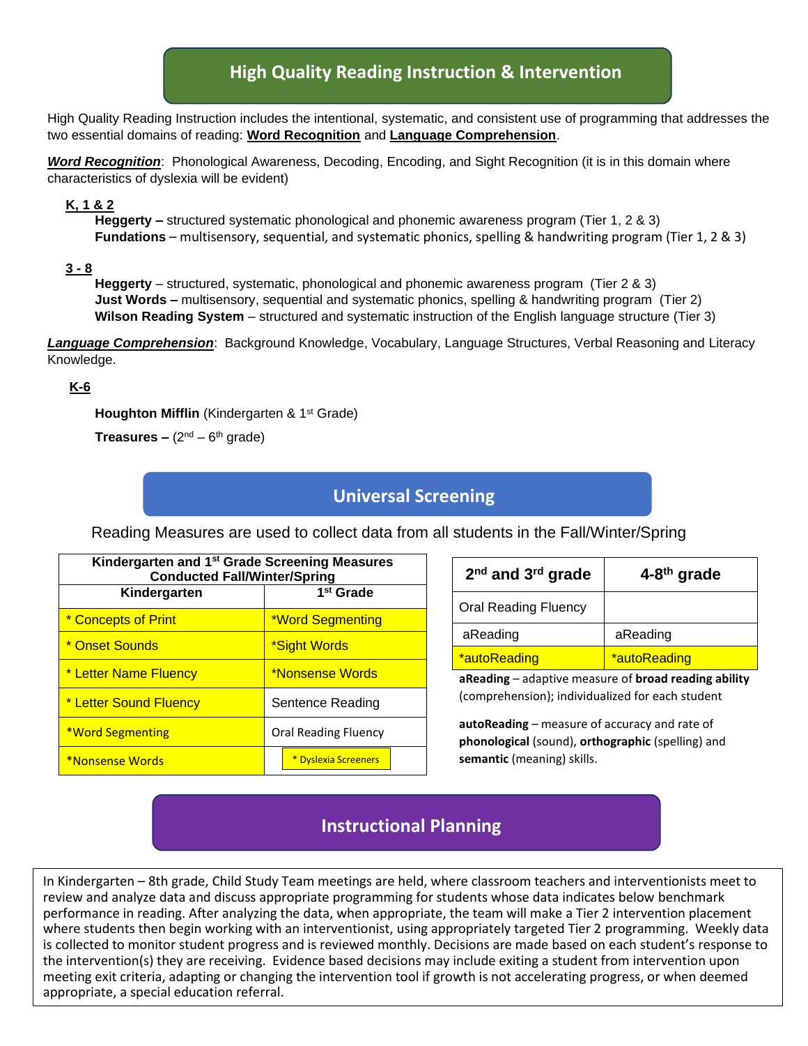## High Quality Reading Instruction & Intervention

High Quality Reading Instruction includes the intentional, systematic, and consistent use of programming that addresses the two essential domains of reading: **Word Recognition** and **Language Comprehension**.

***Word Recognition***: Phonological Awareness, Decoding, Encoding, and Sight Recognition (it is in this domain where characteristics of dyslexia will be evident)

**K, 1 & 2**

**Heggerty –** structured systematic phonological and phonemic awareness program (Tier 1, 2 & 3)
**Fundations** – multisensory, sequential, and systematic phonics, spelling & handwriting program (Tier 1, 2 & 3)

**3 - 8**

**Heggerty** – structured, systematic, phonological and phonemic awareness program (Tier 2 & 3)
**Just Words –** multisensory, sequential and systematic phonics, spelling & handwriting program (Tier 2)
**Wilson Reading System** – structured and systematic instruction of the English language structure (Tier 3)

***Language Comprehension***: Background Knowledge, Vocabulary, Language Structures, Verbal Reasoning and Literacy Knowledge.

**K-6**

**Houghton Mifflin** (Kindergarten & 1st Grade)

**Treasures –** (2nd – 6th grade)

## Universal Screening

Reading Measures are used to collect data from all students in the Fall/Winter/Spring

| Kindergarten and 1st Grade Screening Measures Conducted Fall/Winter/Spring | |
|---|---|
| **Kindergarten** | **1st Grade** |
| * Concepts of Print | *Word Segmenting |
| * Onset Sounds | *Sight Words |
| * Letter Name Fluency | *Nonsense Words |
| * Letter Sound Fluency | Sentence Reading |
| *Word Segmenting | Oral Reading Fluency |
| *Nonsense Words | * Dyslexia Screeners |

| 2nd and 3rd grade | 4-8th grade |
|---|---|
| Oral Reading Fluency | |
| aReading | aReading |
| *autoReading | *autoReading |

**aReading** – adaptive measure of **broad reading ability** (comprehension); individualized for each student

**autoReading** – measure of accuracy and rate of **phonological** (sound), **orthographic** (spelling) and **semantic** (meaning) skills.

## Instructional Planning

In Kindergarten – 8th grade, Child Study Team meetings are held, where classroom teachers and interventionists meet to review and analyze data and discuss appropriate programming for students whose data indicates below benchmark performance in reading. After analyzing the data, when appropriate, the team will make a Tier 2 intervention placement where students then begin working with an interventionist, using appropriately targeted Tier 2 programming. Weekly data is collected to monitor student progress and is reviewed monthly. Decisions are made based on each student's response to the intervention(s) they are receiving. Evidence based decisions may include exiting a student from intervention upon meeting exit criteria, adapting or changing the intervention tool if growth is not accelerating progress, or when deemed appropriate, a special education referral.